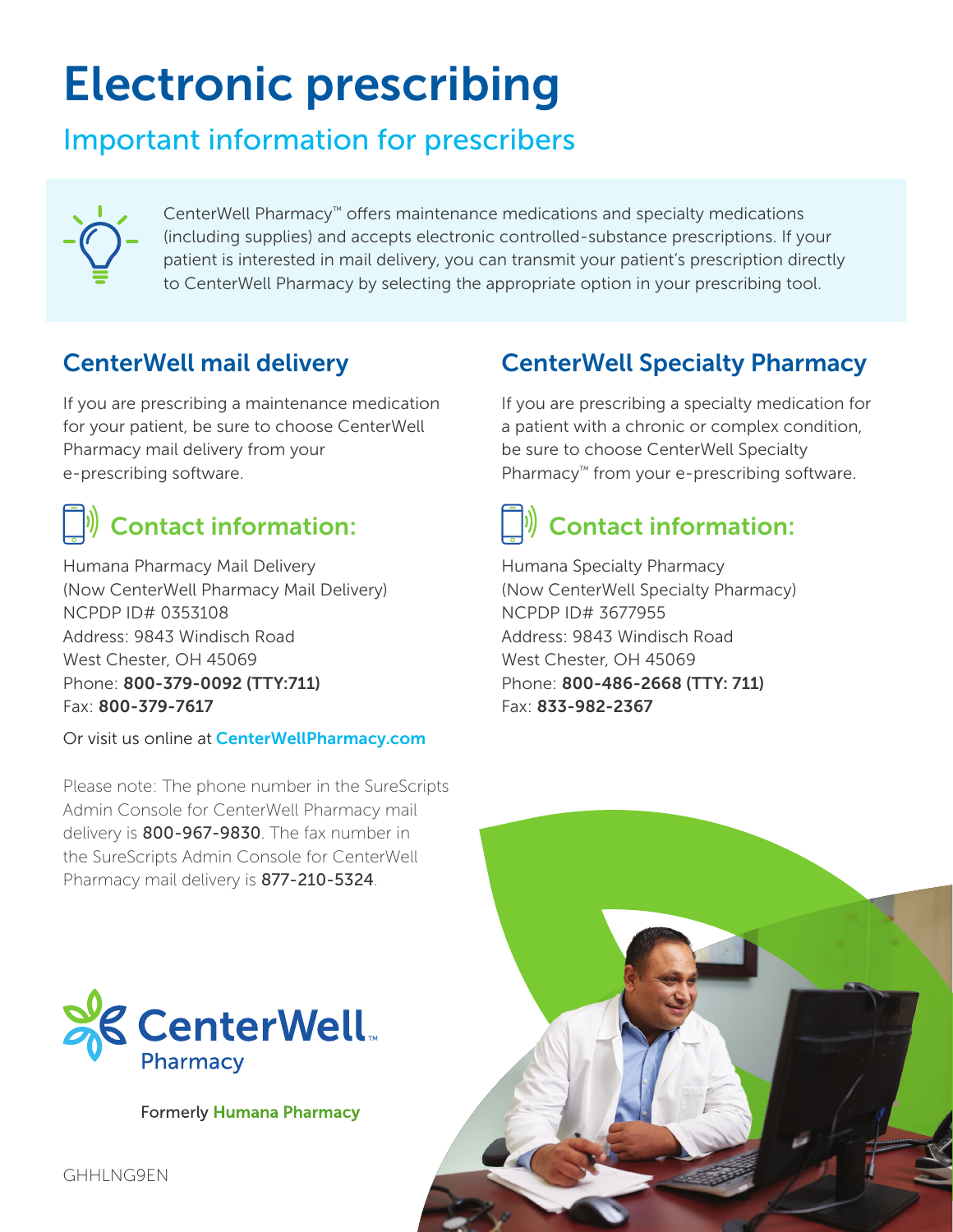# Electronic prescribing

## Important information for prescribers

CenterWell Pharmacy™ offers maintenance medications and specialty medications (including supplies) and accepts electronic controlled-substance prescriptions. If your patient is interested in mail delivery, you can transmit your patient's prescription directly to CenterWell Pharmacy by selecting the appropriate option in your prescribing tool.

### CenterWell mail delivery

If you are prescribing a maintenance medication for your patient, be sure to choose CenterWell Pharmacy mail delivery from your e-prescribing software.

### Contact information:

Humana Pharmacy Mail Delivery
(Now CenterWell Pharmacy Mail Delivery)
NCPDP ID# 0353108
Address: 9843 Windisch Road
West Chester, OH 45069
Phone: **800-379-0092 (TTY:711)**
Fax: **800-379-7617**

Or visit us online at **CenterWellPharmacy.com**

Please note: The phone number in the SureScripts Admin Console for CenterWell Pharmacy mail delivery is **800-967-9830**. The fax number in the SureScripts Admin Console for CenterWell Pharmacy mail delivery is **877-210-5324**.

### CenterWell Specialty Pharmacy

If you are prescribing a specialty medication for a patient with a chronic or complex condition, be sure to choose CenterWell Specialty Pharmacy™ from your e-prescribing software.

### Contact information:

Humana Specialty Pharmacy
(Now CenterWell Specialty Pharmacy)
NCPDP ID# 3677955
Address: 9843 Windisch Road
West Chester, OH 45069
Phone: **800-486-2668 (TTY: 711)**
Fax: **833-982-2367**

CenterWell™ Pharmacy

Formerly **Humana Pharmacy**

GHHLNG9EN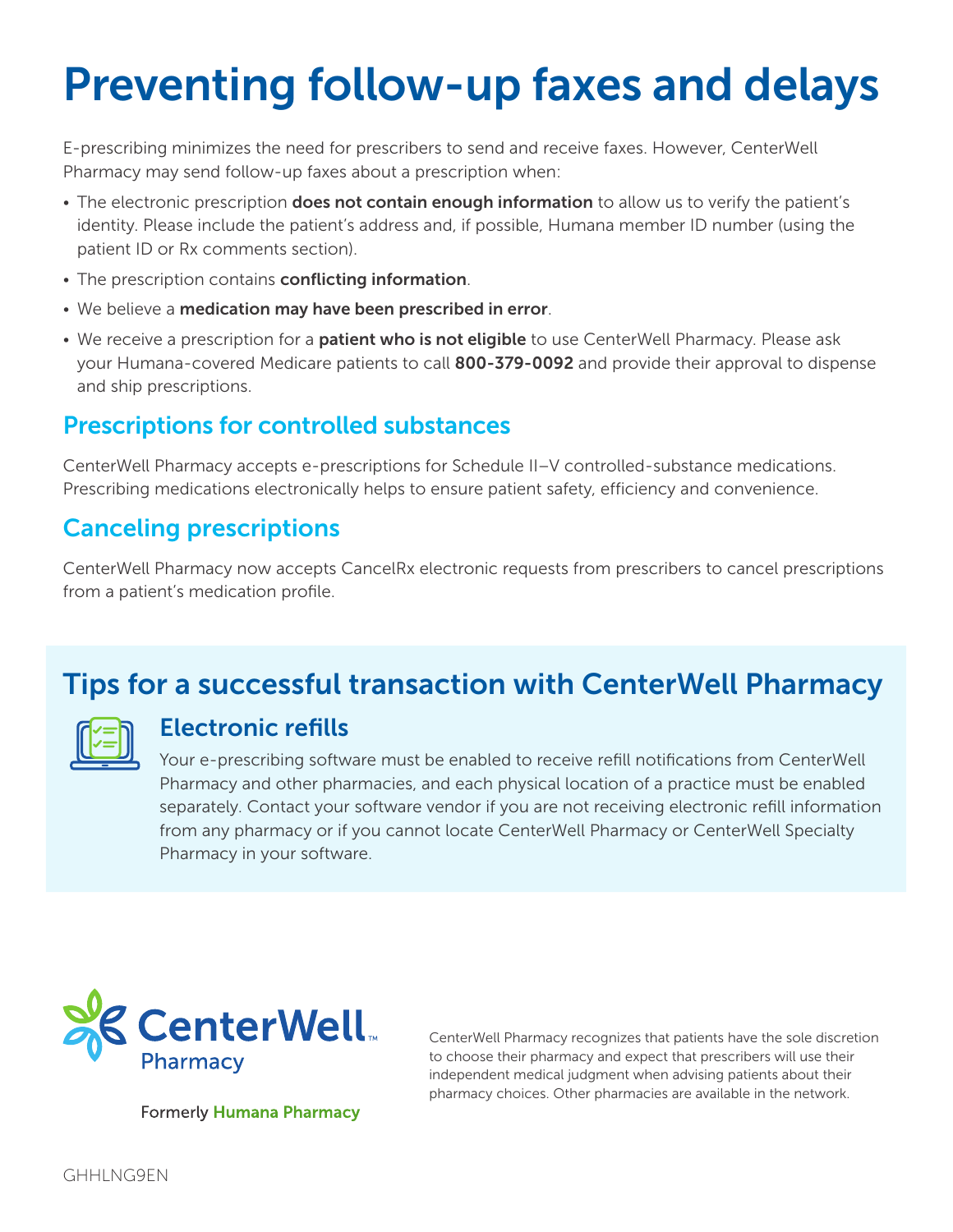# Preventing follow-up faxes and delays

E-prescribing minimizes the need for prescribers to send and receive faxes. However, CenterWell Pharmacy may send follow-up faxes about a prescription when:

- The electronic prescription **does not contain enough information** to allow us to verify the patient's identity. Please include the patient's address and, if possible, Humana member ID number (using the patient ID or Rx comments section).
- The prescription contains **conflicting information**.
- We believe a **medication may have been prescribed in error**.
- We receive a prescription for a **patient who is not eligible** to use CenterWell Pharmacy. Please ask your Humana-covered Medicare patients to call **800-379-0092** and provide their approval to dispense and ship prescriptions.

## Prescriptions for controlled substances

CenterWell Pharmacy accepts e-prescriptions for Schedule II–V controlled-substance medications. Prescribing medications electronically helps to ensure patient safety, efficiency and convenience.

## Canceling prescriptions

CenterWell Pharmacy now accepts CancelRx electronic requests from prescribers to cancel prescriptions from a patient's medication profile.

## Tips for a successful transaction with CenterWell Pharmacy

### Electronic refills

Your e-prescribing software must be enabled to receive refill notifications from CenterWell Pharmacy and other pharmacies, and each physical location of a practice must be enabled separately. Contact your software vendor if you are not receiving electronic refill information from any pharmacy or if you cannot locate CenterWell Pharmacy or CenterWell Specialty Pharmacy in your software.

CenterWell™ Pharmacy

Formerly Humana Pharmacy

CenterWell Pharmacy recognizes that patients have the sole discretion to choose their pharmacy and expect that prescribers will use their independent medical judgment when advising patients about their pharmacy choices. Other pharmacies are available in the network.

GHHLNG9EN